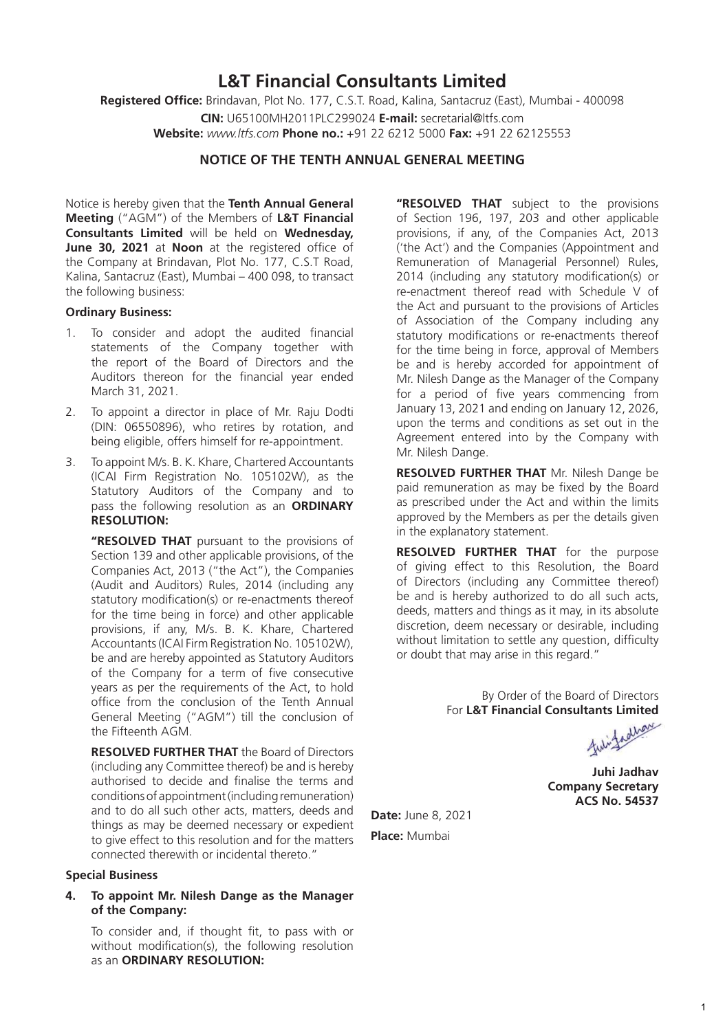# L&T Financial Consultants Limited

**Registered Office:** Brindavan, Plot No. 177, C.S.T. Road, Kalina, Santacruz (East), Mumbai - 400098
**CIN:** U65100MH2011PLC299024 **E-mail:** secretarial@ltfs.com
**Website:** *www.ltfs.com* **Phone no.:** +91 22 6212 5000 **Fax:** +91 22 62125553

## NOTICE OF THE TENTH ANNUAL GENERAL MEETING

Notice is hereby given that the **Tenth Annual General Meeting** ("AGM") of the Members of **L&T Financial Consultants Limited** will be held on **Wednesday, June 30, 2021** at **Noon** at the registered office of the Company at Brindavan, Plot No. 177, C.S.T Road, Kalina, Santacruz (East), Mumbai – 400 098, to transact the following business:

### Ordinary Business:

1. To consider and adopt the audited financial statements of the Company together with the report of the Board of Directors and the Auditors thereon for the financial year ended March 31, 2021.

2. To appoint a director in place of Mr. Raju Dodti (DIN: 06550896), who retires by rotation, and being eligible, offers himself for re-appointment.

3. To appoint M/s. B. K. Khare, Chartered Accountants (ICAI Firm Registration No. 105102W), as the Statutory Auditors of the Company and to pass the following resolution as an **ORDINARY RESOLUTION:**

   **"RESOLVED THAT** pursuant to the provisions of Section 139 and other applicable provisions, of the Companies Act, 2013 ("the Act"), the Companies (Audit and Auditors) Rules, 2014 (including any statutory modification(s) or re-enactments thereof for the time being in force) and other applicable provisions, if any, M/s. B. K. Khare, Chartered Accountants (ICAI Firm Registration No. 105102W), be and are hereby appointed as Statutory Auditors of the Company for a term of five consecutive years as per the requirements of the Act, to hold office from the conclusion of the Tenth Annual General Meeting ("AGM") till the conclusion of the Fifteenth AGM.

   **RESOLVED FURTHER THAT** the Board of Directors (including any Committee thereof) be and is hereby authorised to decide and finalise the terms and conditions of appointment (including remuneration) and to do all such other acts, matters, deeds and things as may be deemed necessary or expedient to give effect to this resolution and for the matters connected therewith or incidental thereto."

### Special Business

4. **To appoint Mr. Nilesh Dange as the Manager of the Company:**

   To consider and, if thought fit, to pass with or without modification(s), the following resolution as an **ORDINARY RESOLUTION:**

   **"RESOLVED THAT** subject to the provisions of Section 196, 197, 203 and other applicable provisions, if any, of the Companies Act, 2013 ('the Act') and the Companies (Appointment and Remuneration of Managerial Personnel) Rules, 2014 (including any statutory modification(s) or re-enactment thereof read with Schedule V of the Act and pursuant to the provisions of Articles of Association of the Company including any statutory modifications or re-enactments thereof for the time being in force, approval of Members be and is hereby accorded for appointment of Mr. Nilesh Dange as the Manager of the Company for a period of five years commencing from January 13, 2021 and ending on January 12, 2026, upon the terms and conditions as set out in the Agreement entered into by the Company with Mr. Nilesh Dange.

   **RESOLVED FURTHER THAT** Mr. Nilesh Dange be paid remuneration as may be fixed by the Board as prescribed under the Act and within the limits approved by the Members as per the details given in the explanatory statement.

   **RESOLVED FURTHER THAT** for the purpose of giving effect to this Resolution, the Board of Directors (including any Committee thereof) be and is hereby authorized to do all such acts, deeds, matters and things as it may, in its absolute discretion, deem necessary or desirable, including without limitation to settle any question, difficulty or doubt that may arise in this regard."

By Order of the Board of Directors
For **L&T Financial Consultants Limited**

**Juhi Jadhav**
**Company Secretary**
**ACS No. 54537**

**Date:** June 8, 2021
**Place:** Mumbai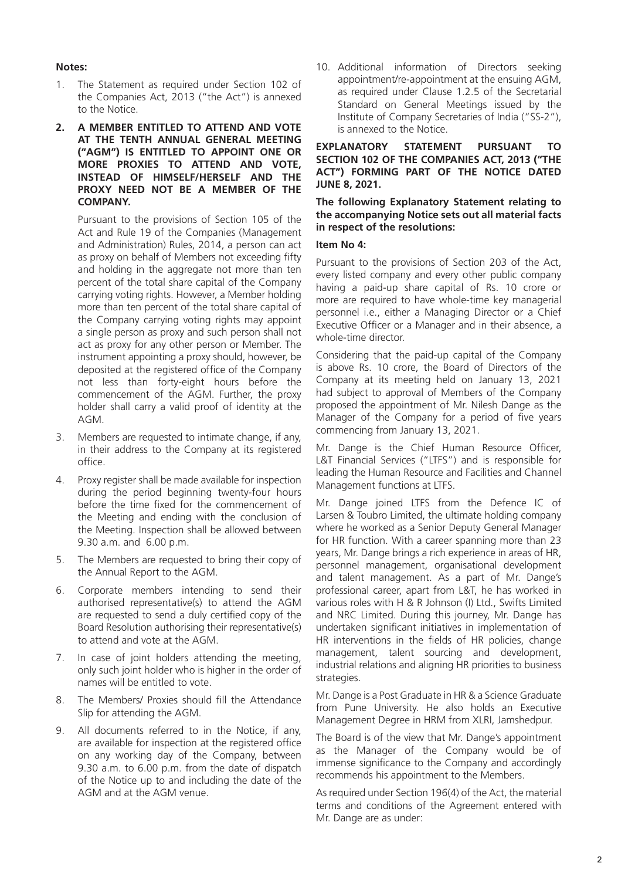**Notes:**

1. The Statement as required under Section 102 of the Companies Act, 2013 ("the Act") is annexed to the Notice.

2. **A MEMBER ENTITLED TO ATTEND AND VOTE AT THE TENTH ANNUAL GENERAL MEETING ("AGM") IS ENTITLED TO APPOINT ONE OR MORE PROXIES TO ATTEND AND VOTE, INSTEAD OF HIMSELF/HERSELF AND THE PROXY NEED NOT BE A MEMBER OF THE COMPANY.**

   Pursuant to the provisions of Section 105 of the Act and Rule 19 of the Companies (Management and Administration) Rules, 2014, a person can act as proxy on behalf of Members not exceeding fifty and holding in the aggregate not more than ten percent of the total share capital of the Company carrying voting rights. However, a Member holding more than ten percent of the total share capital of the Company carrying voting rights may appoint a single person as proxy and such person shall not act as proxy for any other person or Member. The instrument appointing a proxy should, however, be deposited at the registered office of the Company not less than forty-eight hours before the commencement of the AGM. Further, the proxy holder shall carry a valid proof of identity at the AGM.

3. Members are requested to intimate change, if any, in their address to the Company at its registered office.

4. Proxy register shall be made available for inspection during the period beginning twenty-four hours before the time fixed for the commencement of the Meeting and ending with the conclusion of the Meeting. Inspection shall be allowed between 9.30 a.m. and 6.00 p.m.

5. The Members are requested to bring their copy of the Annual Report to the AGM.

6. Corporate members intending to send their authorised representative(s) to attend the AGM are requested to send a duly certified copy of the Board Resolution authorising their representative(s) to attend and vote at the AGM.

7. In case of joint holders attending the meeting, only such joint holder who is higher in the order of names will be entitled to vote.

8. The Members/ Proxies should fill the Attendance Slip for attending the AGM.

9. All documents referred to in the Notice, if any, are available for inspection at the registered office on any working day of the Company, between 9.30 a.m. to 6.00 p.m. from the date of dispatch of the Notice up to and including the date of the AGM and at the AGM venue.

10. Additional information of Directors seeking appointment/re-appointment at the ensuing AGM, as required under Clause 1.2.5 of the Secretarial Standard on General Meetings issued by the Institute of Company Secretaries of India ("SS-2"), is annexed to the Notice.

**EXPLANATORY STATEMENT PURSUANT TO SECTION 102 OF THE COMPANIES ACT, 2013 ("THE ACT") FORMING PART OF THE NOTICE DATED JUNE 8, 2021.**

**The following Explanatory Statement relating to the accompanying Notice sets out all material facts in respect of the resolutions:**

**Item No 4:**

Pursuant to the provisions of Section 203 of the Act, every listed company and every other public company having a paid-up share capital of Rs. 10 crore or more are required to have whole-time key managerial personnel i.e., either a Managing Director or a Chief Executive Officer or a Manager and in their absence, a whole-time director.

Considering that the paid-up capital of the Company is above Rs. 10 crore, the Board of Directors of the Company at its meeting held on January 13, 2021 had subject to approval of Members of the Company proposed the appointment of Mr. Nilesh Dange as the Manager of the Company for a period of five years commencing from January 13, 2021.

Mr. Dange is the Chief Human Resource Officer, L&T Financial Services ("LTFS") and is responsible for leading the Human Resource and Facilities and Channel Management functions at LTFS.

Mr. Dange joined LTFS from the Defence IC of Larsen & Toubro Limited, the ultimate holding company where he worked as a Senior Deputy General Manager for HR function. With a career spanning more than 23 years, Mr. Dange brings a rich experience in areas of HR, personnel management, organisational development and talent management. As a part of Mr. Dange's professional career, apart from L&T, he has worked in various roles with H & R Johnson (I) Ltd., Swifts Limited and NRC Limited. During this journey, Mr. Dange has undertaken significant initiatives in implementation of HR interventions in the fields of HR policies, change management, talent sourcing and development, industrial relations and aligning HR priorities to business strategies.

Mr. Dange is a Post Graduate in HR & a Science Graduate from Pune University. He also holds an Executive Management Degree in HRM from XLRI, Jamshedpur.

The Board is of the view that Mr. Dange's appointment as the Manager of the Company would be of immense significance to the Company and accordingly recommends his appointment to the Members.

As required under Section 196(4) of the Act, the material terms and conditions of the Agreement entered with Mr. Dange are as under: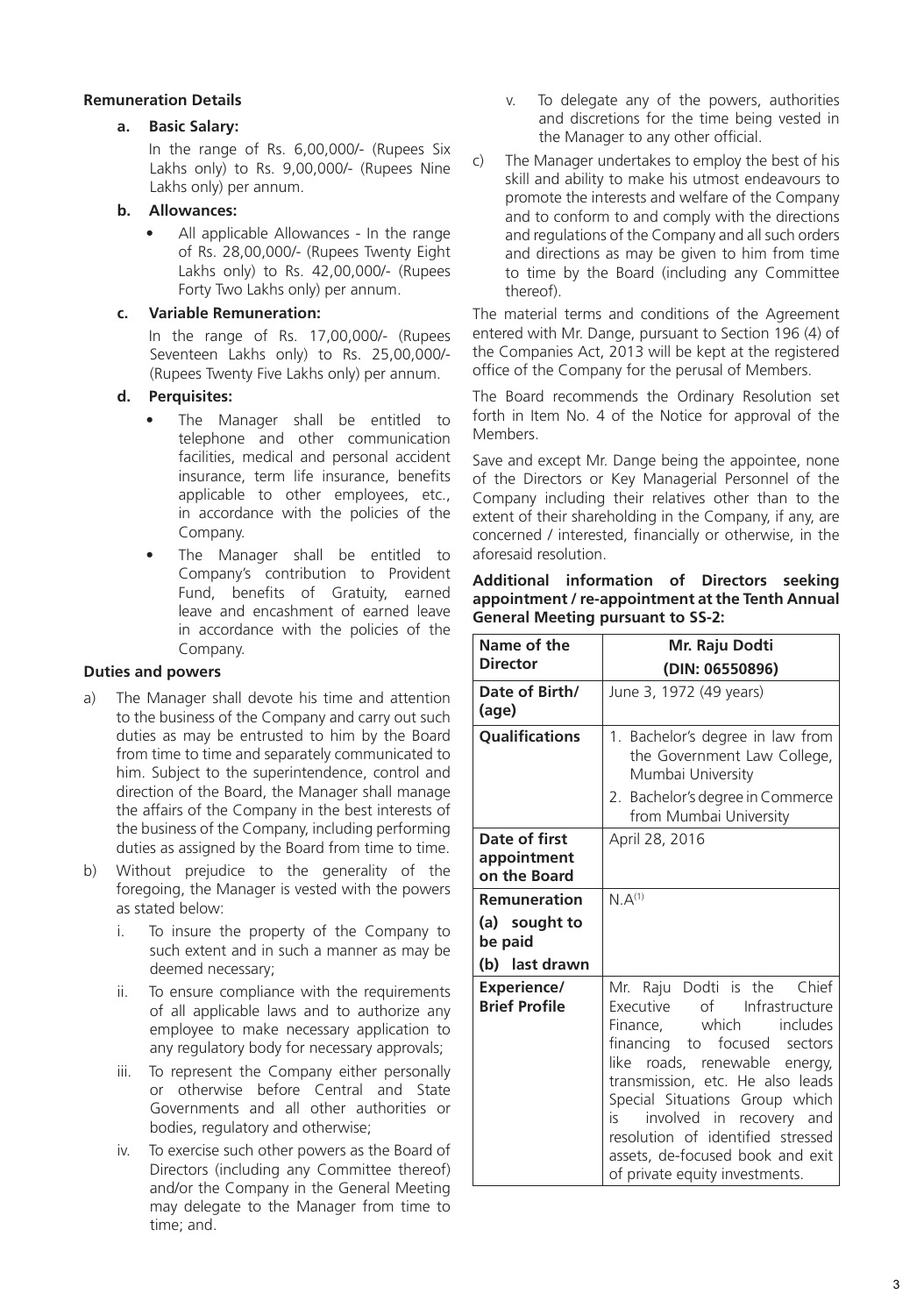**Remuneration Details**

**a. Basic Salary:**

In the range of Rs. 6,00,000/- (Rupees Six Lakhs only) to Rs. 9,00,000/- (Rupees Nine Lakhs only) per annum.

**b. Allowances:**

- All applicable Allowances - In the range of Rs. 28,00,000/- (Rupees Twenty Eight Lakhs only) to Rs. 42,00,000/- (Rupees Forty Two Lakhs only) per annum.

**c. Variable Remuneration:**

In the range of Rs. 17,00,000/- (Rupees Seventeen Lakhs only) to Rs. 25,00,000/- (Rupees Twenty Five Lakhs only) per annum.

**d. Perquisites:**

- The Manager shall be entitled to telephone and other communication facilities, medical and personal accident insurance, term life insurance, benefits applicable to other employees, etc., in accordance with the policies of the Company.
- The Manager shall be entitled to Company's contribution to Provident Fund, benefits of Gratuity, earned leave and encashment of earned leave in accordance with the policies of the Company.

**Duties and powers**

a) The Manager shall devote his time and attention to the business of the Company and carry out such duties as may be entrusted to him by the Board from time to time and separately communicated to him. Subject to the superintendence, control and direction of the Board, the Manager shall manage the affairs of the Company in the best interests of the business of the Company, including performing duties as assigned by the Board from time to time.

b) Without prejudice to the generality of the foregoing, the Manager is vested with the powers as stated below:

   i. To insure the property of the Company to such extent and in such a manner as may be deemed necessary;

   ii. To ensure compliance with the requirements of all applicable laws and to authorize any employee to make necessary application to any regulatory body for necessary approvals;

   iii. To represent the Company either personally or otherwise before Central and State Governments and all other authorities or bodies, regulatory and otherwise;

   iv. To exercise such other powers as the Board of Directors (including any Committee thereof) and/or the Company in the General Meeting may delegate to the Manager from time to time; and.

   v. To delegate any of the powers, authorities and discretions for the time being vested in the Manager to any other official.

c) The Manager undertakes to employ the best of his skill and ability to make his utmost endeavours to promote the interests and welfare of the Company and to conform to and comply with the directions and regulations of the Company and all such orders and directions as may be given to him from time to time by the Board (including any Committee thereof).

The material terms and conditions of the Agreement entered with Mr. Dange, pursuant to Section 196 (4) of the Companies Act, 2013 will be kept at the registered office of the Company for the perusal of Members.

The Board recommends the Ordinary Resolution set forth in Item No. 4 of the Notice for approval of the Members.

Save and except Mr. Dange being the appointee, none of the Directors or Key Managerial Personnel of the Company including their relatives other than to the extent of their shareholding in the Company, if any, are concerned / interested, financially or otherwise, in the aforesaid resolution.

**Additional information of Directors seeking appointment / re-appointment at the Tenth Annual General Meeting pursuant to SS-2:**

| **Name of the Director** | **Mr. Raju Dodti (DIN: 06550896)** |
|---|---|
| **Date of Birth/ (age)** | June 3, 1972 (49 years) |
| **Qualifications** | 1. Bachelor's degree in law from the Government Law College, Mumbai University<br>2. Bachelor's degree in Commerce from Mumbai University |
| **Date of first appointment on the Board** | April 28, 2016 |
| **Remuneration (a) sought to be paid (b) last drawn** | N.A[(1)] |
| **Experience/ Brief Profile** | Mr. Raju Dodti is the Chief Executive of Infrastructure Finance, which includes financing to focused sectors like roads, renewable energy, transmission, etc. He also leads Special Situations Group which is involved in recovery and resolution of identified stressed assets, de-focused book and exit of private equity investments. |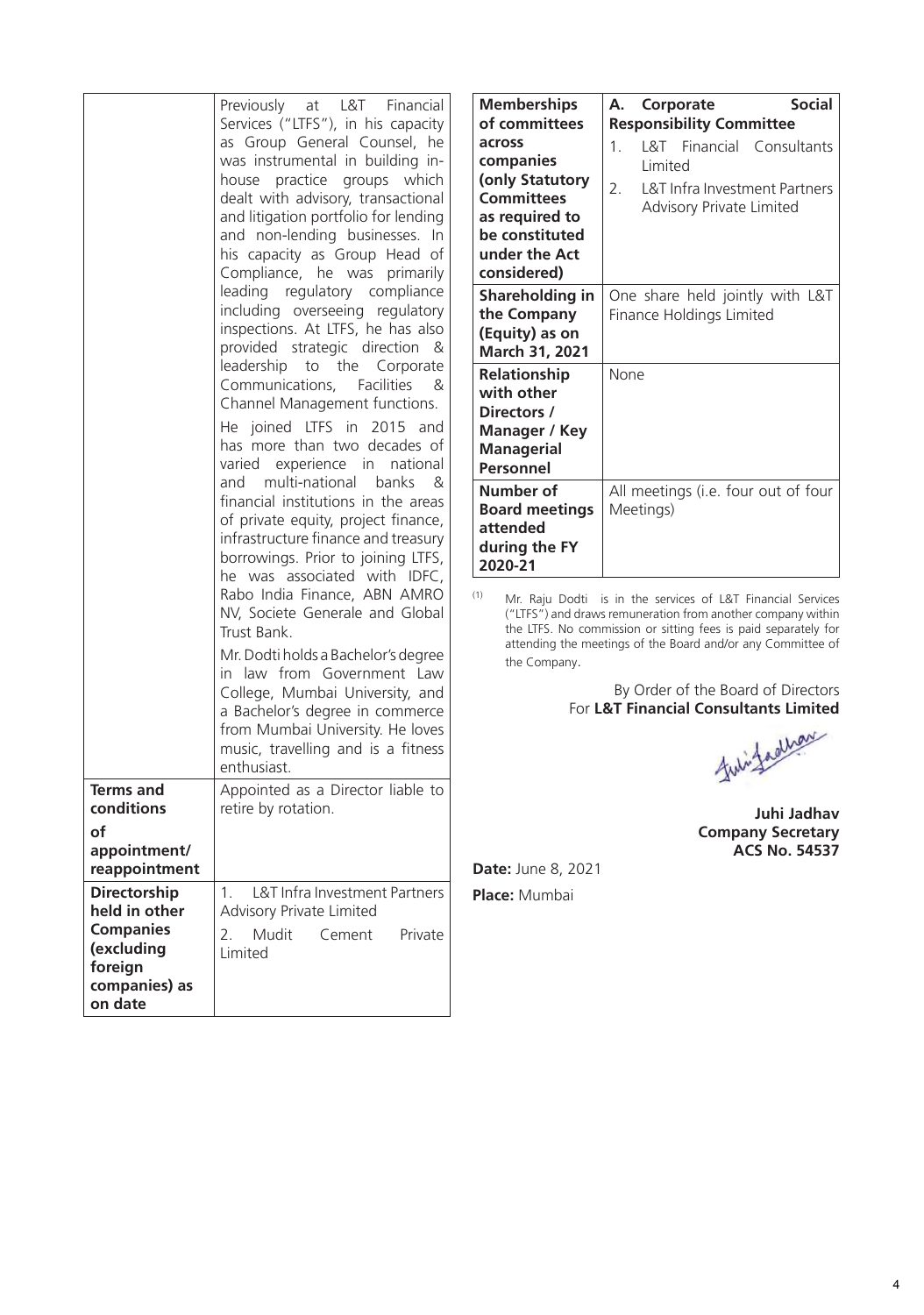| | |
|---|---|
| | Previously at L&T Financial Services ("LTFS"), in his capacity as Group General Counsel, he was instrumental in building in-house practice groups which dealt with advisory, transactional and litigation portfolio for lending and non-lending businesses. In his capacity as Group Head of Compliance, he was primarily leading regulatory compliance including overseeing regulatory inspections. At LTFS, he has also provided strategic direction & leadership to the Corporate Communications, Facilities & Channel Management functions.<br><br>He joined LTFS in 2015 and has more than two decades of varied experience in national and multi-national banks & financial institutions in the areas of private equity, project finance, infrastructure finance and treasury borrowings. Prior to joining LTFS, he was associated with IDFC, Rabo India Finance, ABN AMRO NV, Societe Generale and Global Trust Bank.<br><br>Mr. Dodti holds a Bachelor's degree in law from Government Law College, Mumbai University, and a Bachelor's degree in commerce from Mumbai University. He loves music, travelling and is a fitness enthusiast. |
| **Terms and conditions of appointment/ reappointment** | Appointed as a Director liable to retire by rotation. |
| **Directorship held in other Companies (excluding foreign companies) as on date** | 1. L&T Infra Investment Partners Advisory Private Limited<br>2. Mudit Cement Private Limited |
| **Memberships of committees across companies (only Statutory Committees as required to be constituted under the Act considered)** | **A. Corporate Social Responsibility Committee**<br>1. L&T Financial Consultants Limited<br>2. L&T Infra Investment Partners Advisory Private Limited |
| **Shareholding in the Company (Equity) as on March 31, 2021** | One share held jointly with L&T Finance Holdings Limited |
| **Relationship with other Directors / Manager / Key Managerial Personnel** | None |
| **Number of Board meetings attended during the FY 2020-21** | All meetings (i.e. four out of four Meetings) |

(1) Mr. Raju Dodti is in the services of L&T Financial Services ("LTFS") and draws remuneration from another company within the LTFS. No commission or sitting fees is paid separately for attending the meetings of the Board and/or any Committee of the Company.

By Order of the Board of Directors
For **L&T Financial Consultants Limited**

**Juhi Jadhav**
**Company Secretary**
**ACS No. 54537**

**Date:** June 8, 2021
**Place:** Mumbai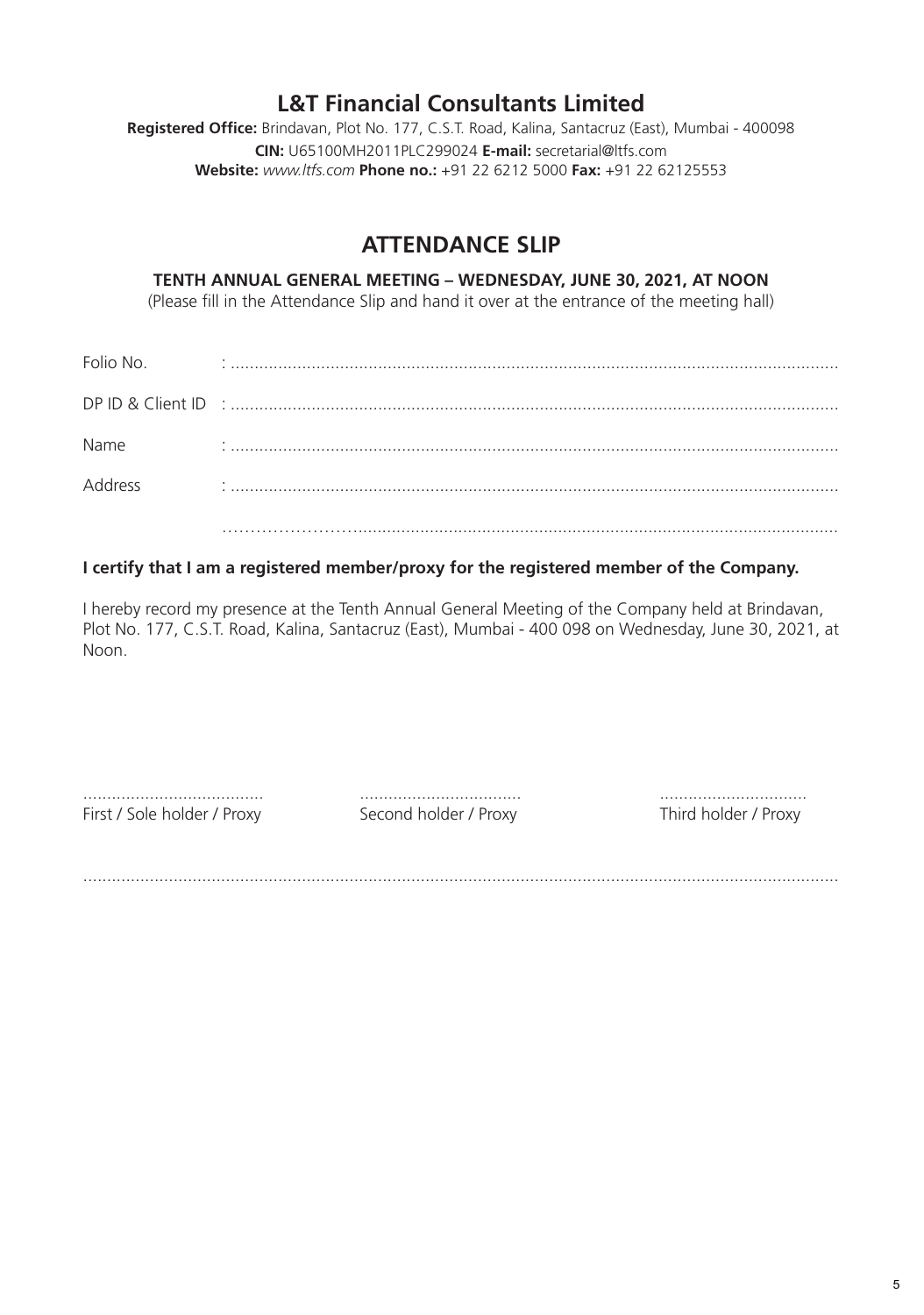# L&T Financial Consultants Limited

**Registered Office:** Brindavan, Plot No. 177, C.S.T. Road, Kalina, Santacruz (East), Mumbai - 400098
**CIN:** U65100MH2011PLC299024 **E-mail:** secretarial@ltfs.com
**Website:** *www.ltfs.com* **Phone no.:** +91 22 6212 5000 **Fax:** +91 22 62125553

## ATTENDANCE SLIP

**TENTH ANNUAL GENERAL MEETING – WEDNESDAY, JUNE 30, 2021, AT NOON**

(Please fill in the Attendance Slip and hand it over at the entrance of the meeting hall)

Folio No. : ..........................................................................................................................

DP ID & Client ID : ..........................................................................................................................

Name : ..........................................................................................................................

Address : ..........................................................................................................................

..........................................................................................................................

**I certify that I am a registered member/proxy for the registered member of the Company.**

I hereby record my presence at the Tenth Annual General Meeting of the Company held at Brindavan, Plot No. 177, C.S.T. Road, Kalina, Santacruz (East), Mumbai - 400 098 on Wednesday, June 30, 2021, at Noon.

| ...................................... | .................................. | ............................... |
|---|---|---|
| First / Sole holder / Proxy | Second holder / Proxy | Third holder / Proxy |

..........................................................................................................................................................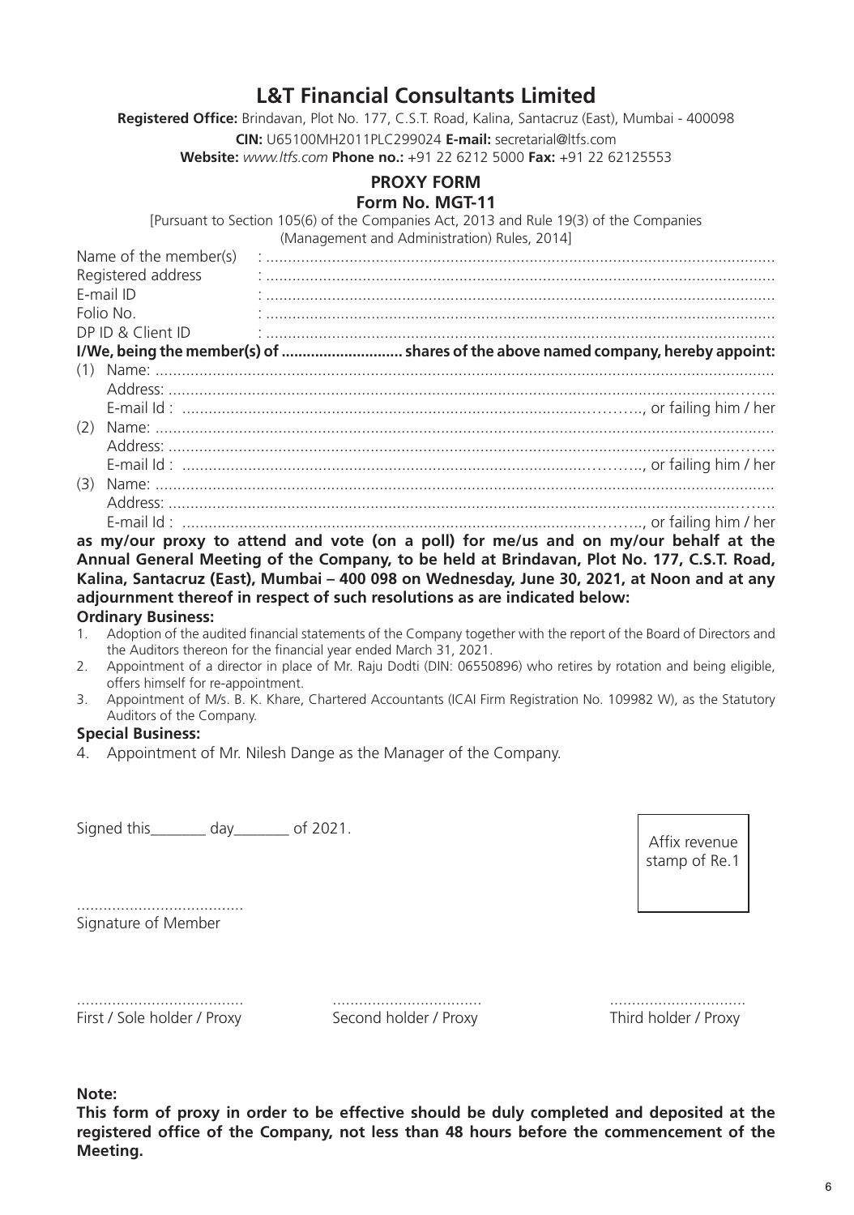# L&T Financial Consultants Limited

**Registered Office:** Brindavan, Plot No. 177, C.S.T. Road, Kalina, Santacruz (East), Mumbai - 400098

**CIN:** U65100MH2011PLC299024 **E-mail:** secretarial@ltfs.com

**Website:** *www.ltfs.com* **Phone no.:** +91 22 6212 5000 **Fax:** +91 22 62125553

## PROXY FORM

## Form No. MGT-11

[Pursuant to Section 105(6) of the Companies Act, 2013 and Rule 19(3) of the Companies (Management and Administration) Rules, 2014]

Name of the member(s) : ....................................................................................................................

Registered address : ....................................................................................................................

E-mail ID : ....................................................................................................................

Folio No. : ....................................................................................................................

DP ID & Client ID : ....................................................................................................................

**I/We, being the member(s) of ............................ shares of the above named company, hereby appoint:**

(1) Name: ..........................................................................................................................................

Address: ..........................................................................................................................................

E-mail Id : ......................................................................................................., or failing him / her

(2) Name: ..........................................................................................................................................

Address: ..........................................................................................................................................

E-mail Id : ......................................................................................................., or failing him / her

(3) Name: ..........................................................................................................................................

Address: ..........................................................................................................................................

E-mail Id : ......................................................................................................., or failing him / her

**as my/our proxy to attend and vote (on a poll) for me/us and on my/our behalf at the Annual General Meeting of the Company, to be held at Brindavan, Plot No. 177, C.S.T. Road, Kalina, Santacruz (East), Mumbai – 400 098 on Wednesday, June 30, 2021, at Noon and at any adjournment thereof in respect of such resolutions as are indicated below:**

**Ordinary Business:**

1. Adoption of the audited financial statements of the Company together with the report of the Board of Directors and the Auditors thereon for the financial year ended March 31, 2021.
2. Appointment of a director in place of Mr. Raju Dodti (DIN: 06550896) who retires by rotation and being eligible, offers himself for re-appointment.
3. Appointment of M/s. B. K. Khare, Chartered Accountants (ICAI Firm Registration No. 109982 W), as the Statutory Auditors of the Company.

**Special Business:**

4. Appointment of Mr. Nilesh Dange as the Manager of the Company.

Signed this________ day________ of 2021.

Affix revenue stamp of Re.1

......................................

Signature of Member

...................................... First / Sole holder / Proxy

.................................. Second holder / Proxy

.............................. Third holder / Proxy

**Note:**

**This form of proxy in order to be effective should be duly completed and deposited at the registered office of the Company, not less than 48 hours before the commencement of the Meeting.**